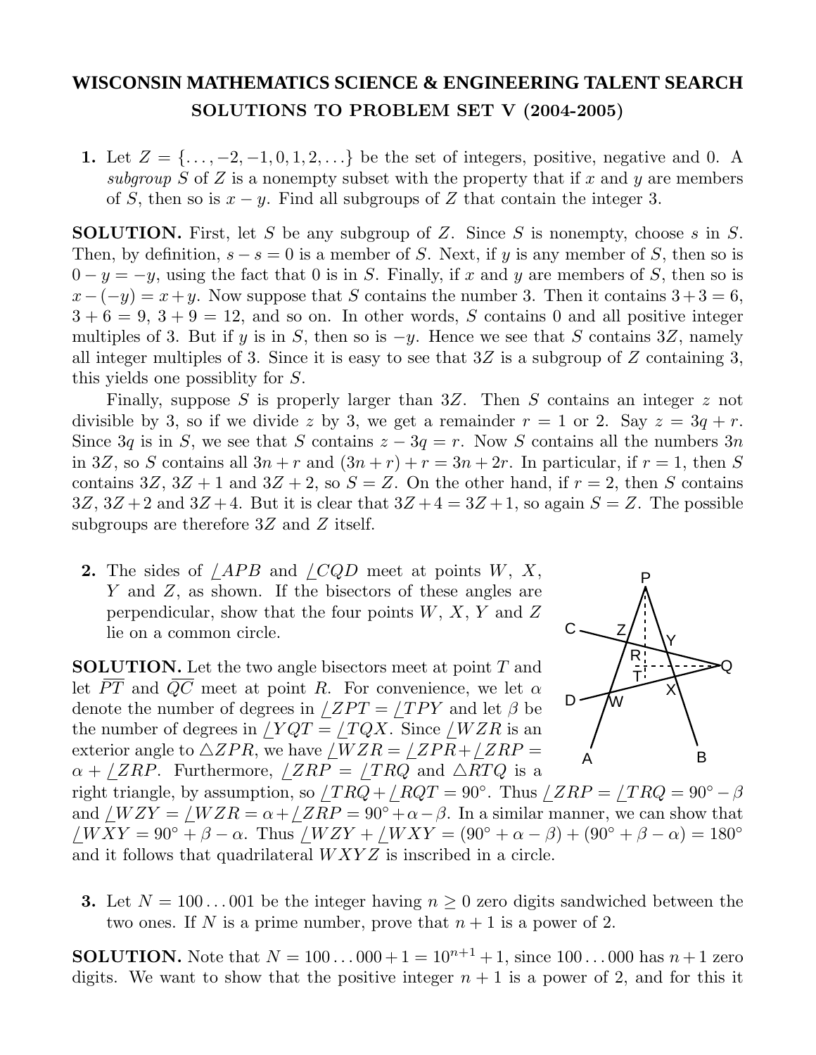# WISCONSIN MATHEMATICS SCIENCE & ENGINEERING TALENT SEARCH
## SOLUTIONS TO PROBLEM SET V (2004-2005)

**1.** Let $Z = \{\ldots, -2, -1, 0, 1, 2, \ldots\}$ be the set of integers, positive, negative and 0. A *subgroup* $S$ of $Z$ is a nonempty subset with the property that if $x$ and $y$ are members of $S$, then so is $x - y$. Find all subgroups of $Z$ that contain the integer 3.

**SOLUTION.** First, let $S$ be any subgroup of $Z$. Since $S$ is nonempty, choose $s$ in $S$. Then, by definition, $s - s = 0$ is a member of $S$. Next, if $y$ is any member of $S$, then so is $0 - y = -y$, using the fact that 0 is in $S$. Finally, if $x$ and $y$ are members of $S$, then so is $x - (-y) = x + y$. Now suppose that $S$ contains the number 3. Then it contains $3 + 3 = 6$, $3 + 6 = 9$, $3 + 9 = 12$, and so on. In other words, $S$ contains 0 and all positive integer multiples of 3. But if $y$ is in $S$, then so is $-y$. Hence we see that $S$ contains $3Z$, namely all integer multiples of 3. Since it is easy to see that $3Z$ is a subgroup of $Z$ containing 3, this yields one possiblity for $S$.

Finally, suppose $S$ is properly larger than $3Z$. Then $S$ contains an integer $z$ not divisible by 3, so if we divide $z$ by 3, we get a remainder $r = 1$ or 2. Say $z = 3q + r$. Since $3q$ is in $S$, we see that $S$ contains $z - 3q = r$. Now $S$ contains all the numbers $3n$ in $3Z$, so $S$ contains all $3n + r$ and $(3n + r) + r = 3n + 2r$. In particular, if $r = 1$, then $S$ contains $3Z$, $3Z + 1$ and $3Z + 2$, so $S = Z$. On the other hand, if $r = 2$, then $S$ contains $3Z$, $3Z + 2$ and $3Z + 4$. But it is clear that $3Z + 4 = 3Z + 1$, so again $S = Z$. The possible subgroups are therefore $3Z$ and $Z$ itself.

**2.** The sides of $\angle APB$ and $\angle CQD$ meet at points $W$, $X$, $Y$ and $Z$, as shown. If the bisectors of these angles are perpendicular, show that the four points $W$, $X$, $Y$ and $Z$ lie on a common circle.

**SOLUTION.** Let the two angle bisectors meet at point $T$ and let $\overline{PT}$ and $\overline{QC}$ meet at point $R$. For convenience, we let $\alpha$ denote the number of degrees in $\angle ZPT = \angle TPY$ and let $\beta$ be the number of degrees in $\angle YQT = \angle TQX$. Since $\angle WZR$ is an exterior angle to $\triangle ZPR$, we have $\angle WZR = \angle ZPR + \angle ZRP = \alpha + \angle ZRP$. Furthermore, $\angle ZRP = \angle TRQ$ and $\triangle RTQ$ is a right triangle, by assumption, so $\angle TRQ + \angle RQT = 90^\circ$. Thus $\angle ZRP = \angle TRQ = 90^\circ - \beta$ and $\angle WZY = \angle WZR = \alpha + \angle ZRP = 90^\circ + \alpha - \beta$. In a similar manner, we can show that $\angle WXY = 90^\circ + \beta - \alpha$. Thus $\angle WZY + \angle WXY = (90^\circ + \alpha - \beta) + (90^\circ + \beta - \alpha) = 180^\circ$ and it follows that quadrilateral $WXYZ$ is inscribed in a circle.

**3.** Let $N = 100\ldots001$ be the integer having $n \geq 0$ zero digits sandwiched between the two ones. If $N$ is a prime number, prove that $n + 1$ is a power of 2.

**SOLUTION.** Note that $N = 100\ldots000 + 1 = 10^{n+1} + 1$, since $100\ldots000$ has $n + 1$ zero digits. We want to show that the positive integer $n + 1$ is a power of 2, and for this it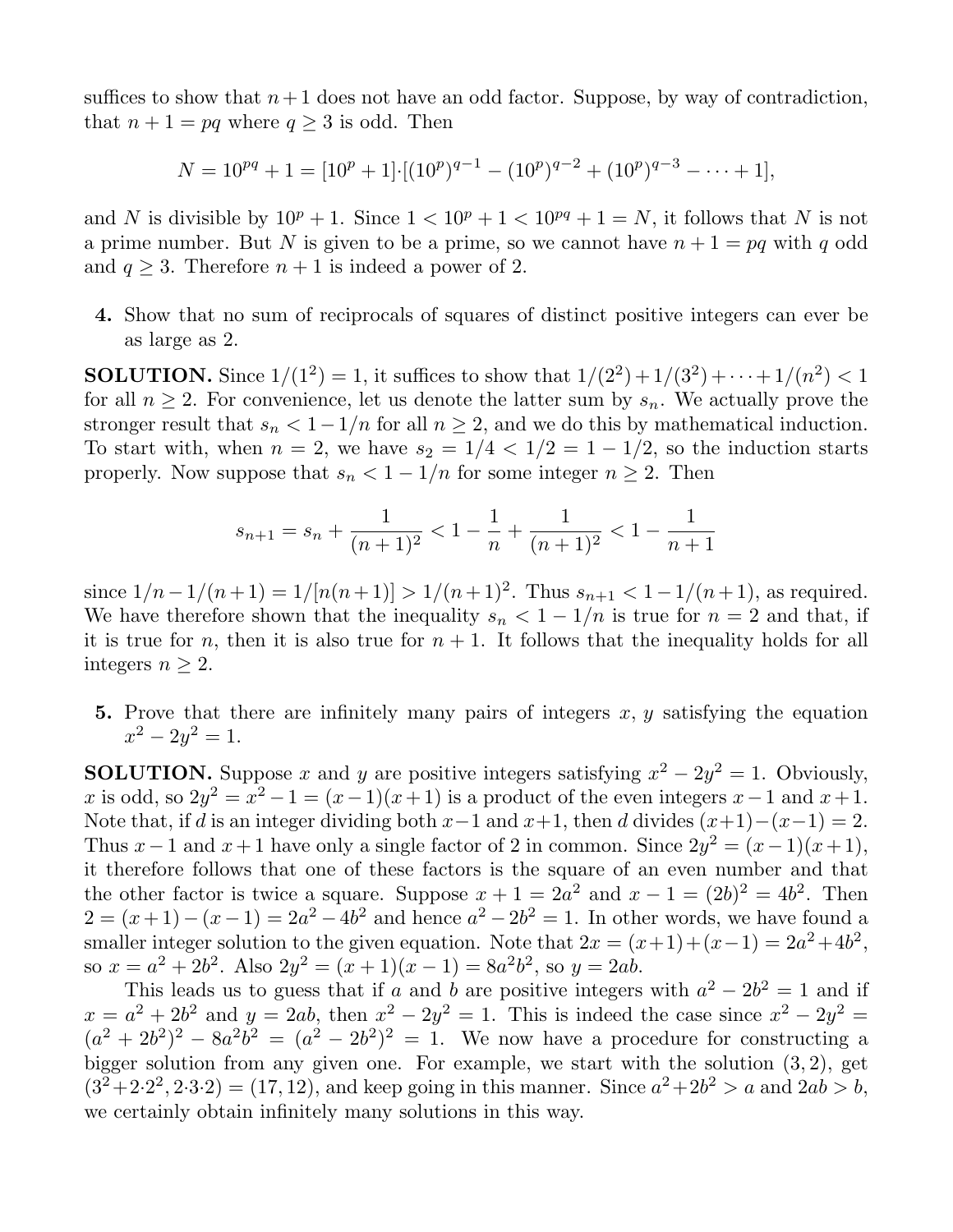suffices to show that $n+1$ does not have an odd factor. Suppose, by way of contradiction, that $n+1 = pq$ where $q \geq 3$ is odd. Then

$$N = 10^{pq} + 1 = [10^p + 1]\cdot[(10^p)^{q-1} - (10^p)^{q-2} + (10^p)^{q-3} - \cdots + 1],$$

and $N$ is divisible by $10^p + 1$. Since $1 < 10^p + 1 < 10^{pq} + 1 = N$, it follows that $N$ is not a prime number. But $N$ is given to be a prime, so we cannot have $n + 1 = pq$ with $q$ odd and $q \geq 3$. Therefore $n + 1$ is indeed a power of 2.

**4.** Show that no sum of reciprocals of squares of distinct positive integers can ever be as large as 2.

**SOLUTION.** Since $1/(1^2) = 1$, it suffices to show that $1/(2^2) + 1/(3^2) + \cdots + 1/(n^2) < 1$ for all $n \geq 2$. For convenience, let us denote the latter sum by $s_n$. We actually prove the stronger result that $s_n < 1 - 1/n$ for all $n \geq 2$, and we do this by mathematical induction. To start with, when $n = 2$, we have $s_2 = 1/4 < 1/2 = 1 - 1/2$, so the induction starts properly. Now suppose that $s_n < 1 - 1/n$ for some integer $n \geq 2$. Then

$$s_{n+1} = s_n + \frac{1}{(n+1)^2} < 1 - \frac{1}{n} + \frac{1}{(n+1)^2} < 1 - \frac{1}{n+1}$$

since $1/n - 1/(n+1) = 1/[n(n+1)] > 1/(n+1)^2$. Thus $s_{n+1} < 1 - 1/(n+1)$, as required. We have therefore shown that the inequality $s_n < 1 - 1/n$ is true for $n = 2$ and that, if it is true for $n$, then it is also true for $n + 1$. It follows that the inequality holds for all integers $n \geq 2$.

**5.** Prove that there are infinitely many pairs of integers $x$, $y$ satisfying the equation $x^2 - 2y^2 = 1$.

**SOLUTION.** Suppose $x$ and $y$ are positive integers satisfying $x^2 - 2y^2 = 1$. Obviously, $x$ is odd, so $2y^2 = x^2 - 1 = (x-1)(x+1)$ is a product of the even integers $x - 1$ and $x + 1$. Note that, if $d$ is an integer dividing both $x-1$ and $x+1$, then $d$ divides $(x+1)-(x-1) = 2$. Thus $x - 1$ and $x + 1$ have only a single factor of 2 in common. Since $2y^2 = (x-1)(x+1)$, it therefore follows that one of these factors is the square of an even number and that the other factor is twice a square. Suppose $x + 1 = 2a^2$ and $x - 1 = (2b)^2 = 4b^2$. Then $2 = (x+1) - (x-1) = 2a^2 - 4b^2$ and hence $a^2 - 2b^2 = 1$. In other words, we have found a smaller integer solution to the given equation. Note that $2x = (x+1)+(x-1) = 2a^2+4b^2$, so $x = a^2 + 2b^2$. Also $2y^2 = (x+1)(x-1) = 8a^2b^2$, so $y = 2ab$.

This leads us to guess that if $a$ and $b$ are positive integers with $a^2 - 2b^2 = 1$ and if $x = a^2 + 2b^2$ and $y = 2ab$, then $x^2 - 2y^2 = 1$. This is indeed the case since $x^2 - 2y^2 = (a^2 + 2b^2)^2 - 8a^2b^2 = (a^2 - 2b^2)^2 = 1$. We now have a procedure for constructing a bigger solution from any given one. For example, we start with the solution $(3, 2)$, get $(3^2+2\cdot 2^2, 2\cdot 3\cdot 2) = (17, 12)$, and keep going in this manner. Since $a^2+2b^2 > a$ and $2ab > b$, we certainly obtain infinitely many solutions in this way.